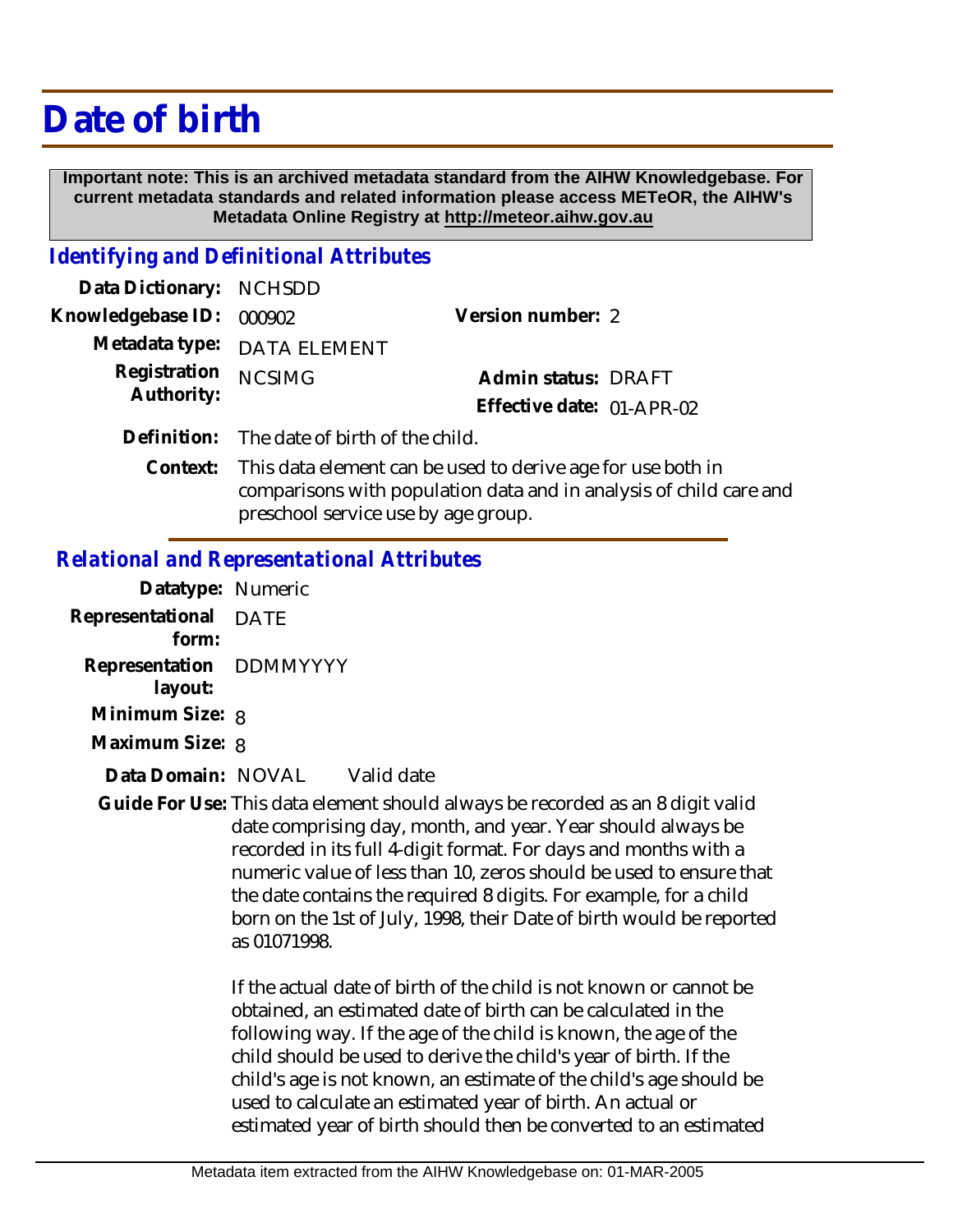# Date of birth

**Important note: This is an archived metadata standard from the AIHW Knowledgebase. For current metadata standards and related information please access METeOR, the AIHW's Metadata Online Registry at http://meteor.aihw.gov.au**

## *Identifying and Definitional Attributes*

**Data Dictionary:** NCHSDD

**Knowledgebase ID:** 000902

**Version number:** 2

**Metadata type:** DATA ELEMENT

**Registration Authority:** NCSIMG

**Admin status:** DRAFT

**Effective date:** 01-APR-02

**Definition:** The date of birth of the child.

**Context:** This data element can be used to derive age for use both in comparisons with population data and in analysis of child care and preschool service use by age group.

## *Relational and Representational Attributes*

**Datatype:** Numeric

**Representational form:** DATE

**Representation layout:** DDMMYYYY

**Minimum Size:** 8

**Maximum Size:** 8

**Data Domain:** NOVAL Valid date

**Guide For Use:** This data element should always be recorded as an 8 digit valid date comprising day, month, and year. Year should always be recorded in its full 4-digit format. For days and months with a numeric value of less than 10, zeros should be used to ensure that the date contains the required 8 digits. For example, for a child born on the 1st of July, 1998, their Date of birth would be reported as 01071998.

If the actual date of birth of the child is not known or cannot be obtained, an estimated date of birth can be calculated in the following way. If the age of the child is known, the age of the child should be used to derive the child's year of birth. If the child's age is not known, an estimate of the child's age should be used to calculate an estimated year of birth. An actual or estimated year of birth should then be converted to an estimated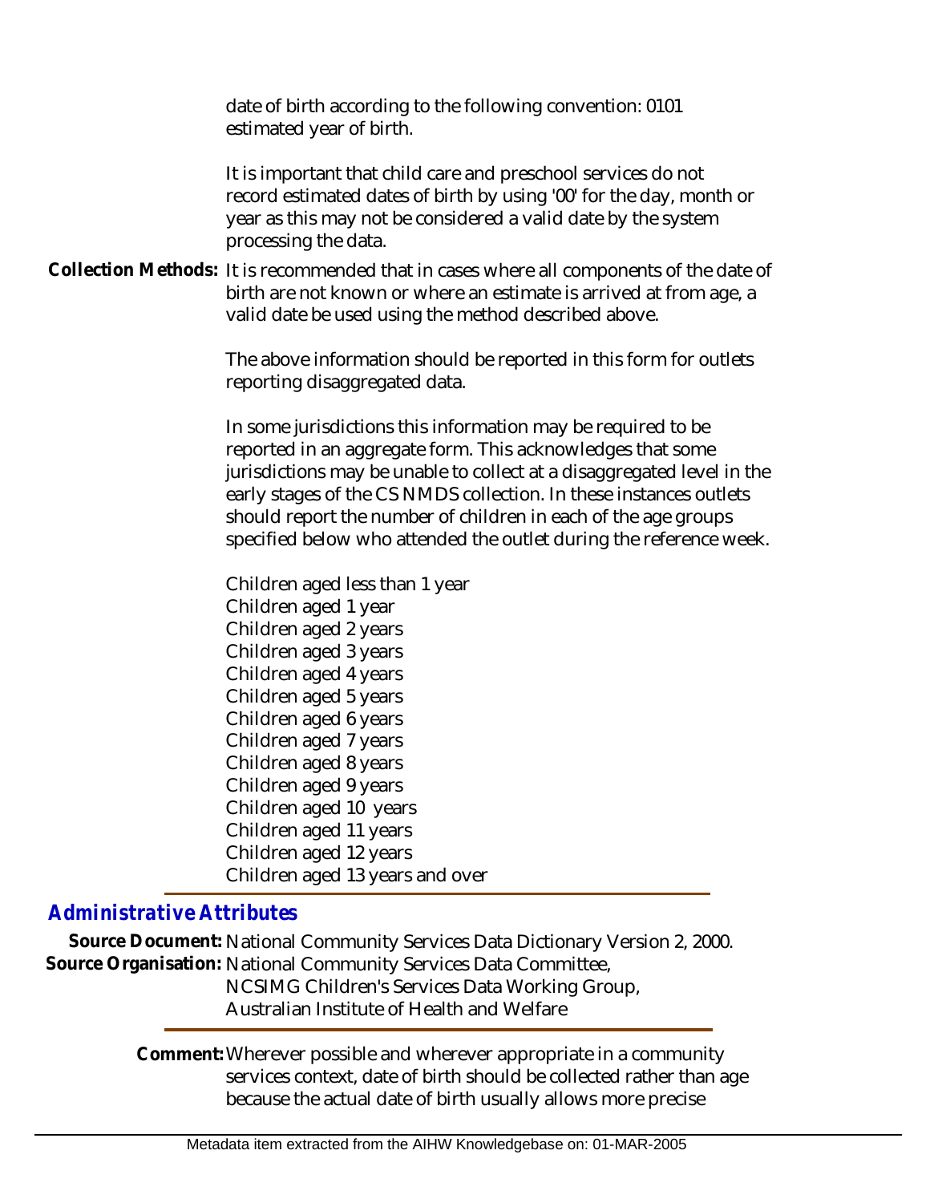date of birth according to the following convention: 0101 estimated year of birth.

It is important that child care and preschool services do not record estimated dates of birth by using '00' for the day, month or year as this may not be considered a valid date by the system processing the data.

**Collection Methods:** It is recommended that in cases where all components of the date of birth are not known or where an estimate is arrived at from age, a valid date be used using the method described above.

The above information should be reported in this form for outlets reporting disaggregated data.

In some jurisdictions this information may be required to be reported in an aggregate form. This acknowledges that some jurisdictions may be unable to collect at a disaggregated level in the early stages of the CS NMDS collection. In these instances outlets should report the number of children in each of the age groups specified below who attended the outlet during the reference week.

Children aged less than 1 year
Children aged 1 year
Children aged 2 years
Children aged 3 years
Children aged 4 years
Children aged 5 years
Children aged 6 years
Children aged 7 years
Children aged 8 years
Children aged 9 years
Children aged 10 years
Children aged 11 years
Children aged 12 years
Children aged 13 years and over

## Administrative Attributes

**Source Document:** National Community Services Data Dictionary Version 2, 2000.

**Source Organisation:** National Community Services Data Committee, NCSIMG Children's Services Data Working Group, Australian Institute of Health and Welfare

**Comment:** Wherever possible and wherever appropriate in a community services context, date of birth should be collected rather than age because the actual date of birth usually allows more precise

Metadata item extracted from the AIHW Knowledgebase on: 01-MAR-2005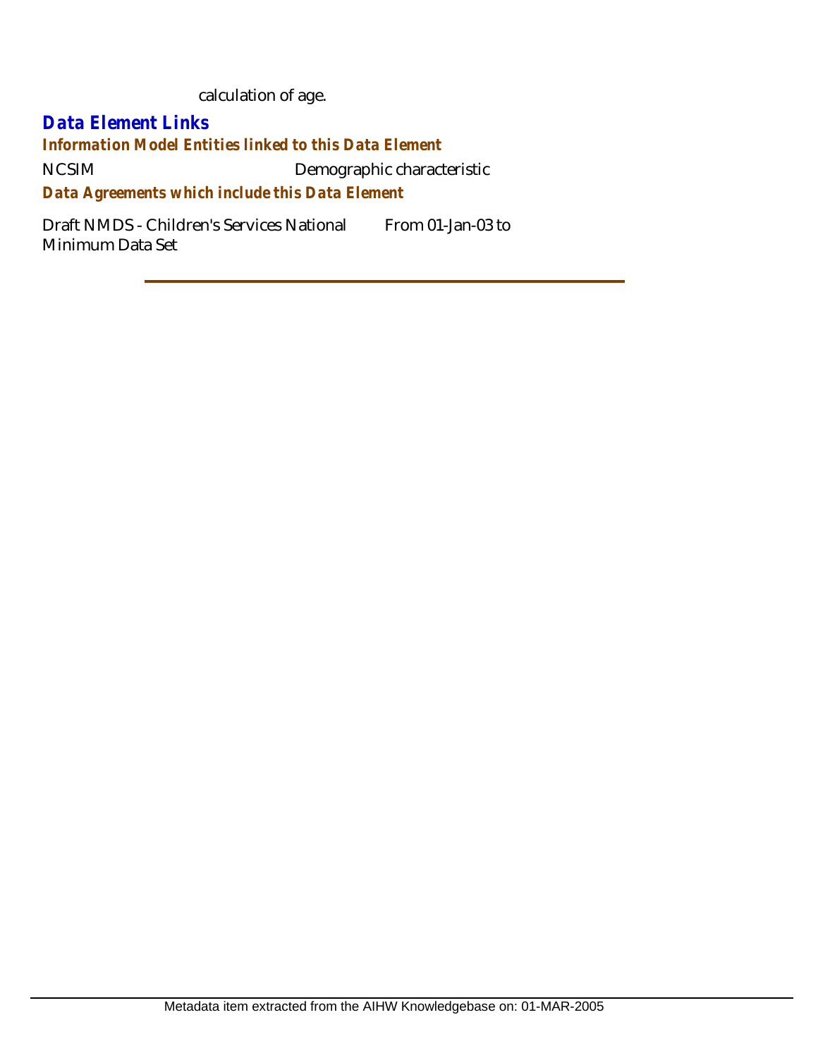calculation of age.

## Data Element Links

### Information Model Entities linked to this Data Element

| | |
|---|---|
| NCSIM | Demographic characteristic |

### Data Agreements which include this Data Element

| | |
|---|---|
| Draft NMDS - Children's Services National Minimum Data Set | From 01-Jan-03 to |

---

Metadata item extracted from the AIHW Knowledgebase on: 01-MAR-2005